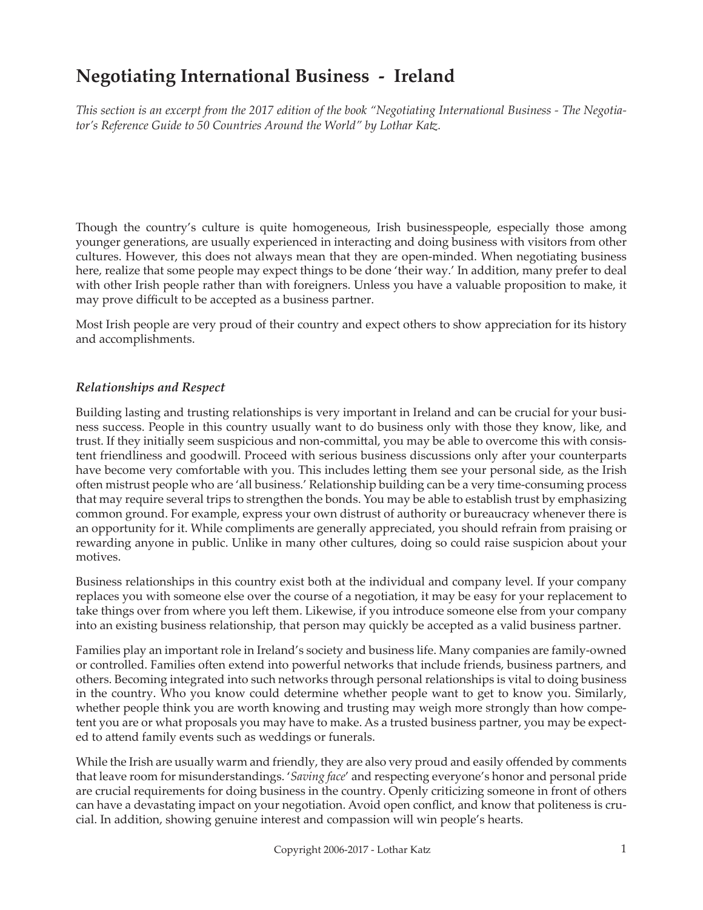# Negotiating International Business - Ireland

*This section is an excerpt from the 2017 edition of the book "Negotiating International Business - The Negotiator's Reference Guide to 50 Countries Around the World" by Lothar Katz.*

Though the country's culture is quite homogeneous, Irish businesspeople, especially those among younger generations, are usually experienced in interacting and doing business with visitors from other cultures. However, this does not always mean that they are open-minded. When negotiating business here, realize that some people may expect things to be done 'their way.' In addition, many prefer to deal with other Irish people rather than with foreigners. Unless you have a valuable proposition to make, it may prove difficult to be accepted as a business partner.

Most Irish people are very proud of their country and expect others to show appreciation for its history and accomplishments.

### *Relationships and Respect*

Building lasting and trusting relationships is very important in Ireland and can be crucial for your business success. People in this country usually want to do business only with those they know, like, and trust. If they initially seem suspicious and non-committal, you may be able to overcome this with consistent friendliness and goodwill. Proceed with serious business discussions only after your counterparts have become very comfortable with you. This includes letting them see your personal side, as the Irish often mistrust people who are 'all business.' Relationship building can be a very time-consuming process that may require several trips to strengthen the bonds. You may be able to establish trust by emphasizing common ground. For example, express your own distrust of authority or bureaucracy whenever there is an opportunity for it. While compliments are generally appreciated, you should refrain from praising or rewarding anyone in public. Unlike in many other cultures, doing so could raise suspicion about your motives.

Business relationships in this country exist both at the individual and company level. If your company replaces you with someone else over the course of a negotiation, it may be easy for your replacement to take things over from where you left them. Likewise, if you introduce someone else from your company into an existing business relationship, that person may quickly be accepted as a valid business partner.

Families play an important role in Ireland's society and business life. Many companies are family-owned or controlled. Families often extend into powerful networks that include friends, business partners, and others. Becoming integrated into such networks through personal relationships is vital to doing business in the country. Who you know could determine whether people want to get to know you. Similarly, whether people think you are worth knowing and trusting may weigh more strongly than how competent you are or what proposals you may have to make. As a trusted business partner, you may be expected to attend family events such as weddings or funerals.

While the Irish are usually warm and friendly, they are also very proud and easily offended by comments that leave room for misunderstandings. '*Saving face*' and respecting everyone's honor and personal pride are crucial requirements for doing business in the country. Openly criticizing someone in front of others can have a devastating impact on your negotiation. Avoid open conflict, and know that politeness is crucial. In addition, showing genuine interest and compassion will win people's hearts.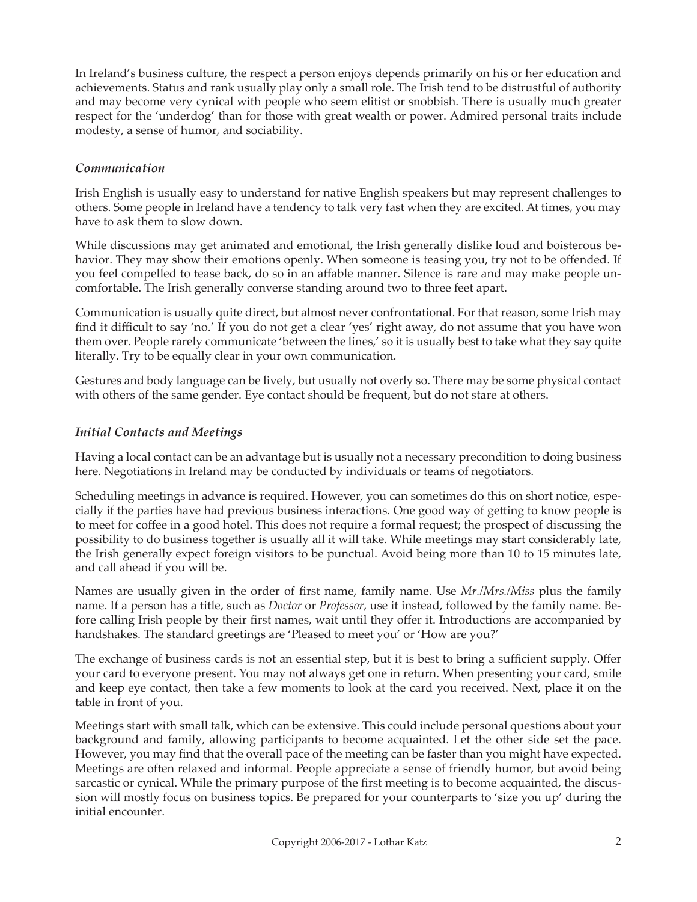In Ireland's business culture, the respect a person enjoys depends primarily on his or her education and achievements. Status and rank usually play only a small role. The Irish tend to be distrustful of authority and may become very cynical with people who seem elitist or snobbish. There is usually much greater respect for the 'underdog' than for those with great wealth or power. Admired personal traits include modesty, a sense of humor, and sociability.

### *Communication*

Irish English is usually easy to understand for native English speakers but may represent challenges to others. Some people in Ireland have a tendency to talk very fast when they are excited. At times, you may have to ask them to slow down.

While discussions may get animated and emotional, the Irish generally dislike loud and boisterous behavior. They may show their emotions openly. When someone is teasing you, try not to be offended. If you feel compelled to tease back, do so in an affable manner. Silence is rare and may make people uncomfortable. The Irish generally converse standing around two to three feet apart.

Communication is usually quite direct, but almost never confrontational. For that reason, some Irish may find it difficult to say 'no.' If you do not get a clear 'yes' right away, do not assume that you have won them over. People rarely communicate 'between the lines,' so it is usually best to take what they say quite literally. Try to be equally clear in your own communication.

Gestures and body language can be lively, but usually not overly so. There may be some physical contact with others of the same gender. Eye contact should be frequent, but do not stare at others.

### *Initial Contacts and Meetings*

Having a local contact can be an advantage but is usually not a necessary precondition to doing business here. Negotiations in Ireland may be conducted by individuals or teams of negotiators.

Scheduling meetings in advance is required. However, you can sometimes do this on short notice, especially if the parties have had previous business interactions. One good way of getting to know people is to meet for coffee in a good hotel. This does not require a formal request; the prospect of discussing the possibility to do business together is usually all it will take. While meetings may start considerably late, the Irish generally expect foreign visitors to be punctual. Avoid being more than 10 to 15 minutes late, and call ahead if you will be.

Names are usually given in the order of first name, family name. Use *Mr./Mrs./Miss* plus the family name. If a person has a title, such as *Doctor* or *Professor*, use it instead, followed by the family name. Before calling Irish people by their first names, wait until they offer it. Introductions are accompanied by handshakes. The standard greetings are 'Pleased to meet you' or 'How are you?'

The exchange of business cards is not an essential step, but it is best to bring a sufficient supply. Offer your card to everyone present. You may not always get one in return. When presenting your card, smile and keep eye contact, then take a few moments to look at the card you received. Next, place it on the table in front of you.

Meetings start with small talk, which can be extensive. This could include personal questions about your background and family, allowing participants to become acquainted. Let the other side set the pace. However, you may find that the overall pace of the meeting can be faster than you might have expected. Meetings are often relaxed and informal. People appreciate a sense of friendly humor, but avoid being sarcastic or cynical. While the primary purpose of the first meeting is to become acquainted, the discussion will mostly focus on business topics. Be prepared for your counterparts to 'size you up' during the initial encounter.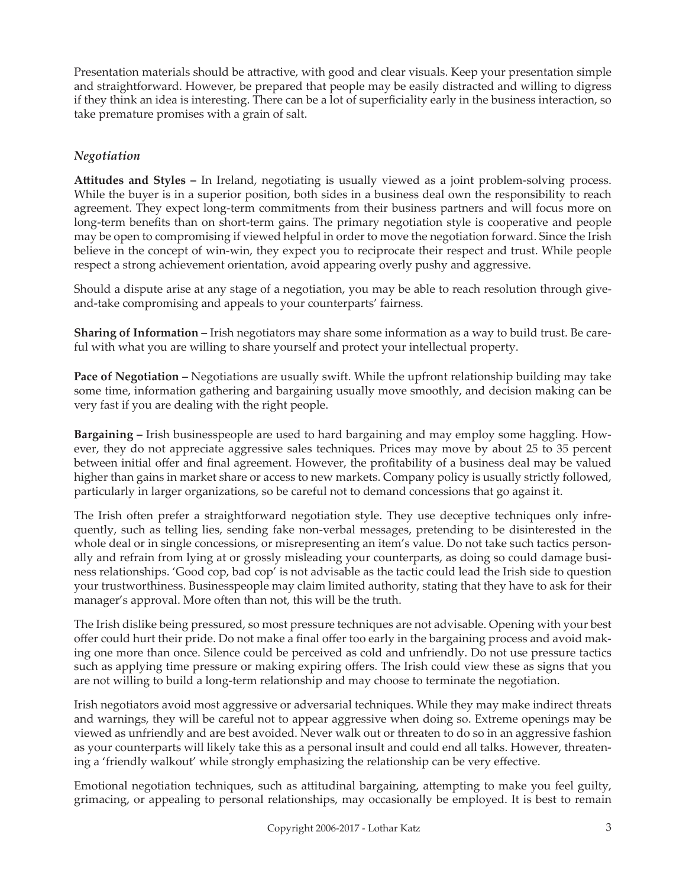Presentation materials should be attractive, with good and clear visuals. Keep your presentation simple and straightforward. However, be prepared that people may be easily distracted and willing to digress if they think an idea is interesting. There can be a lot of superficiality early in the business interaction, so take premature promises with a grain of salt.

### *Negotiation*

**Attitudes and Styles –** In Ireland, negotiating is usually viewed as a joint problem-solving process. While the buyer is in a superior position, both sides in a business deal own the responsibility to reach agreement. They expect long-term commitments from their business partners and will focus more on long-term benefits than on short-term gains. The primary negotiation style is cooperative and people may be open to compromising if viewed helpful in order to move the negotiation forward. Since the Irish believe in the concept of win-win, they expect you to reciprocate their respect and trust. While people respect a strong achievement orientation, avoid appearing overly pushy and aggressive.

Should a dispute arise at any stage of a negotiation, you may be able to reach resolution through give-and-take compromising and appeals to your counterparts' fairness.

**Sharing of Information –** Irish negotiators may share some information as a way to build trust. Be careful with what you are willing to share yourself and protect your intellectual property.

**Pace of Negotiation –** Negotiations are usually swift. While the upfront relationship building may take some time, information gathering and bargaining usually move smoothly, and decision making can be very fast if you are dealing with the right people.

**Bargaining –** Irish businesspeople are used to hard bargaining and may employ some haggling. However, they do not appreciate aggressive sales techniques. Prices may move by about 25 to 35 percent between initial offer and final agreement. However, the profitability of a business deal may be valued higher than gains in market share or access to new markets. Company policy is usually strictly followed, particularly in larger organizations, so be careful not to demand concessions that go against it.

The Irish often prefer a straightforward negotiation style. They use deceptive techniques only infrequently, such as telling lies, sending fake non-verbal messages, pretending to be disinterested in the whole deal or in single concessions, or misrepresenting an item's value. Do not take such tactics personally and refrain from lying at or grossly misleading your counterparts, as doing so could damage business relationships. 'Good cop, bad cop' is not advisable as the tactic could lead the Irish side to question your trustworthiness. Businesspeople may claim limited authority, stating that they have to ask for their manager's approval. More often than not, this will be the truth.

The Irish dislike being pressured, so most pressure techniques are not advisable. Opening with your best offer could hurt their pride. Do not make a final offer too early in the bargaining process and avoid making one more than once. Silence could be perceived as cold and unfriendly. Do not use pressure tactics such as applying time pressure or making expiring offers. The Irish could view these as signs that you are not willing to build a long-term relationship and may choose to terminate the negotiation.

Irish negotiators avoid most aggressive or adversarial techniques. While they may make indirect threats and warnings, they will be careful not to appear aggressive when doing so. Extreme openings may be viewed as unfriendly and are best avoided. Never walk out or threaten to do so in an aggressive fashion as your counterparts will likely take this as a personal insult and could end all talks. However, threatening a 'friendly walkout' while strongly emphasizing the relationship can be very effective.

Emotional negotiation techniques, such as attitudinal bargaining, attempting to make you feel guilty, grimacing, or appealing to personal relationships, may occasionally be employed. It is best to remain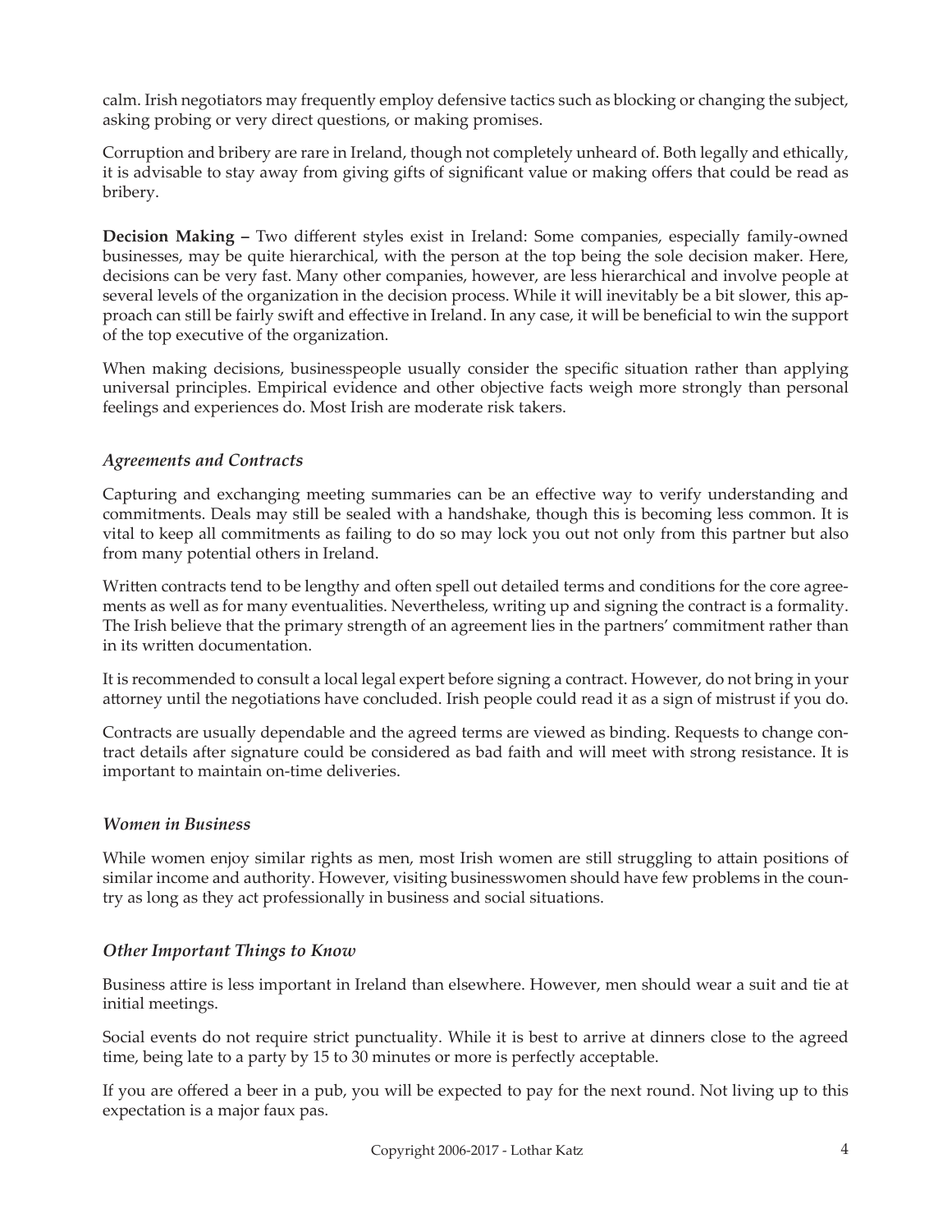calm. Irish negotiators may frequently employ defensive tactics such as blocking or changing the subject, asking probing or very direct questions, or making promises.

Corruption and bribery are rare in Ireland, though not completely unheard of. Both legally and ethically, it is advisable to stay away from giving gifts of significant value or making offers that could be read as bribery.

**Decision Making –** Two different styles exist in Ireland: Some companies, especially family-owned businesses, may be quite hierarchical, with the person at the top being the sole decision maker. Here, decisions can be very fast. Many other companies, however, are less hierarchical and involve people at several levels of the organization in the decision process. While it will inevitably be a bit slower, this approach can still be fairly swift and effective in Ireland. In any case, it will be beneficial to win the support of the top executive of the organization.

When making decisions, businesspeople usually consider the specific situation rather than applying universal principles. Empirical evidence and other objective facts weigh more strongly than personal feelings and experiences do. Most Irish are moderate risk takers.

### *Agreements and Contracts*

Capturing and exchanging meeting summaries can be an effective way to verify understanding and commitments. Deals may still be sealed with a handshake, though this is becoming less common. It is vital to keep all commitments as failing to do so may lock you out not only from this partner but also from many potential others in Ireland.

Written contracts tend to be lengthy and often spell out detailed terms and conditions for the core agreements as well as for many eventualities. Nevertheless, writing up and signing the contract is a formality. The Irish believe that the primary strength of an agreement lies in the partners' commitment rather than in its written documentation.

It is recommended to consult a local legal expert before signing a contract. However, do not bring in your attorney until the negotiations have concluded. Irish people could read it as a sign of mistrust if you do.

Contracts are usually dependable and the agreed terms are viewed as binding. Requests to change contract details after signature could be considered as bad faith and will meet with strong resistance. It is important to maintain on-time deliveries.

### *Women in Business*

While women enjoy similar rights as men, most Irish women are still struggling to attain positions of similar income and authority. However, visiting businesswomen should have few problems in the country as long as they act professionally in business and social situations.

### *Other Important Things to Know*

Business attire is less important in Ireland than elsewhere. However, men should wear a suit and tie at initial meetings.

Social events do not require strict punctuality. While it is best to arrive at dinners close to the agreed time, being late to a party by 15 to 30 minutes or more is perfectly acceptable.

If you are offered a beer in a pub, you will be expected to pay for the next round. Not living up to this expectation is a major faux pas.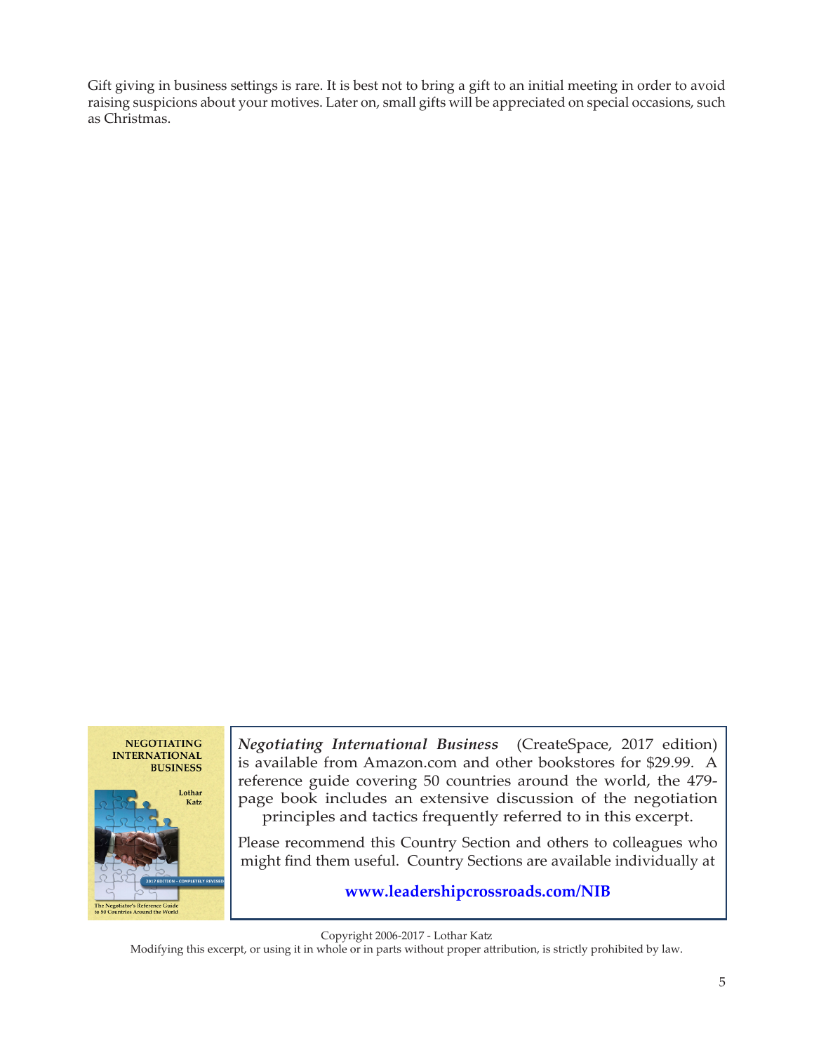Gift giving in business settings is rare. It is best not to bring a gift to an initial meeting in order to avoid raising suspicions about your motives. Later on, small gifts will be appreciated on special occasions, such as Christmas.

NEGOTIATING INTERNATIONAL BUSINESS

Lothar Katz

2017 EDITION - COMPLETELY REVISED

The Negotiator's Reference Guide to 50 Countries Around the World

*Negotiating International Business* (CreateSpace, 2017 edition) is available from Amazon.com and other bookstores for $29.99. A reference guide covering 50 countries around the world, the 479-page book includes an extensive discussion of the negotiation principles and tactics frequently referred to in this excerpt.

Please recommend this Country Section and others to colleagues who might find them useful. Country Sections are available individually at

**www.leadershipcrossroads.com/NIB**

Copyright 2006-2017 - Lothar Katz

Modifying this excerpt, or using it in whole or in parts without proper attribution, is strictly prohibited by law.